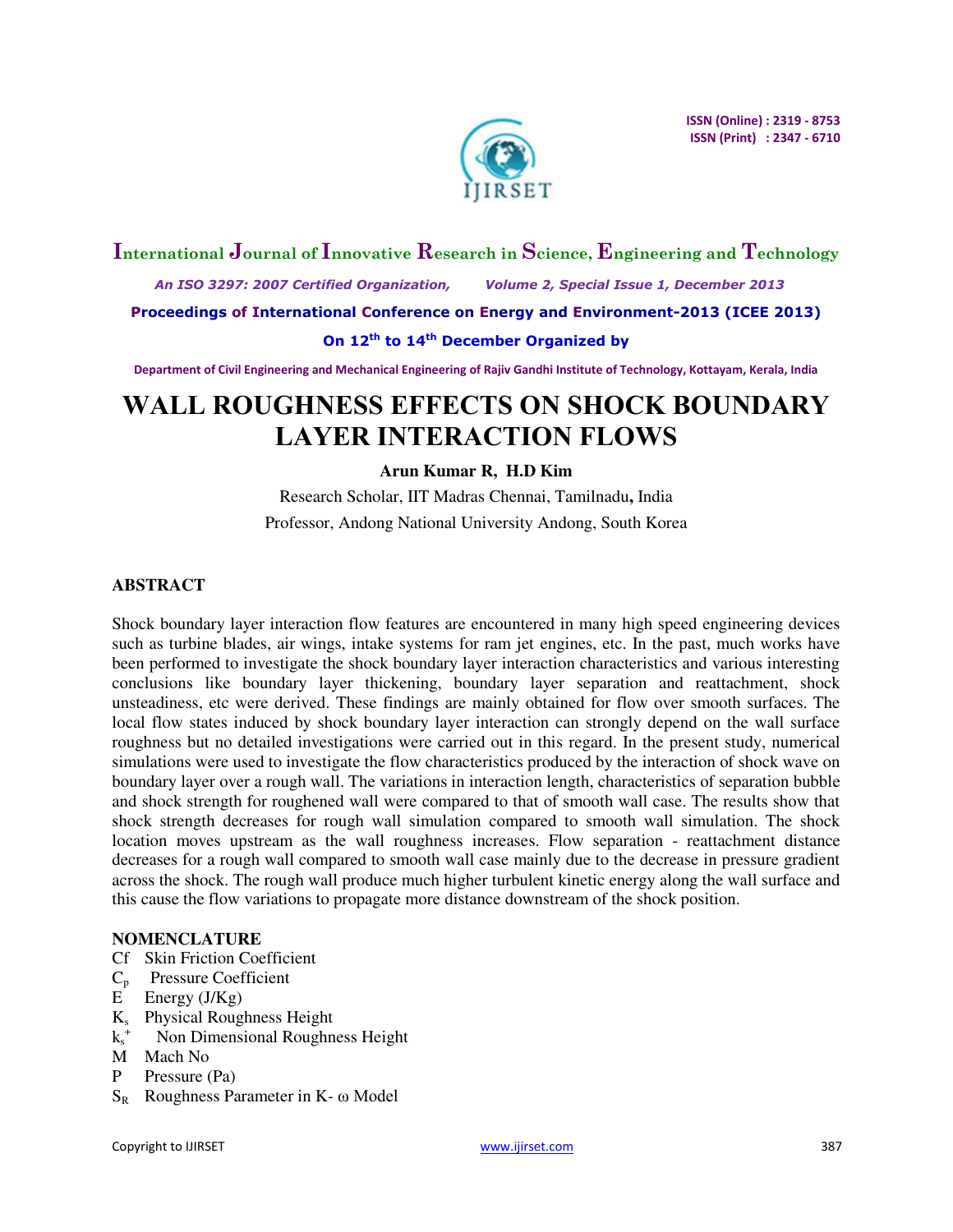# WALL ROUGHNESS EFFECTS ON SHOCK BOUNDARY LAYER INTERACTION FLOWS

**Arun Kumar R, H.D Kim**

Research Scholar, IIT Madras Chennai, Tamilnadu, India

Professor, Andong National University Andong, South Korea

## ABSTRACT

Shock boundary layer interaction flow features are encountered in many high speed engineering devices such as turbine blades, air wings, intake systems for ram jet engines, etc. In the past, much works have been performed to investigate the shock boundary layer interaction characteristics and various interesting conclusions like boundary layer thickening, boundary layer separation and reattachment, shock unsteadiness, etc were derived. These findings are mainly obtained for flow over smooth surfaces. The local flow states induced by shock boundary layer interaction can strongly depend on the wall surface roughness but no detailed investigations were carried out in this regard. In the present study, numerical simulations were used to investigate the flow characteristics produced by the interaction of shock wave on boundary layer over a rough wall. The variations in interaction length, characteristics of separation bubble and shock strength for roughened wall were compared to that of smooth wall case. The results show that shock strength decreases for rough wall simulation compared to smooth wall simulation. The shock location moves upstream as the wall roughness increases. Flow separation - reattachment distance decreases for a rough wall compared to smooth wall case mainly due to the decrease in pressure gradient across the shock. The rough wall produce much higher turbulent kinetic energy along the wall surface and this cause the flow variations to propagate more distance downstream of the shock position.

## NOMENCLATURE

- Cf Skin Friction Coefficient
- $C_p$ Pressure Coefficient
- E Energy (J/Kg)
- $K_s$ Physical Roughness Height
- $k_s^+$ Non Dimensional Roughness Height
- M Mach No
- P Pressure (Pa)
- $S_R$ Roughness Parameter in K- $\omega$ Model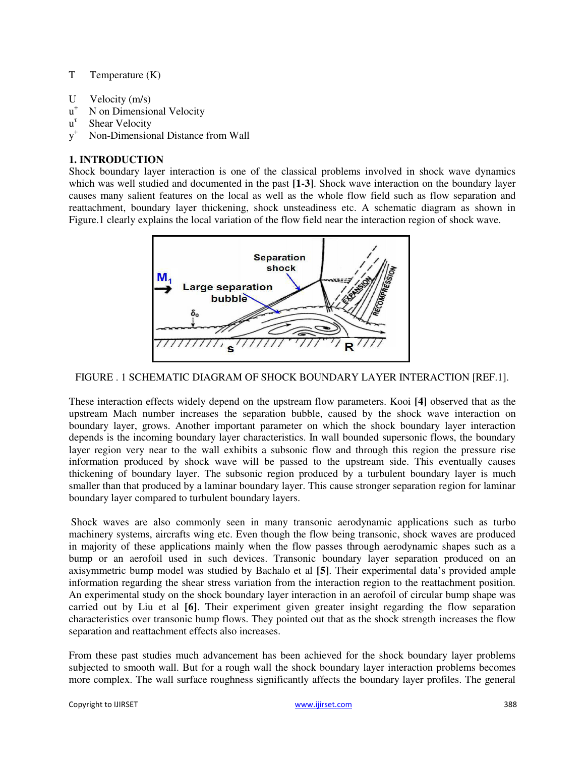T Temperature (K)

U Velocity (m/s)
$u^+$ N on Dimensional Velocity
$u^\tau$ Shear Velocity
$y^+$ Non-Dimensional Distance from Wall

## 1. INTRODUCTION

Shock boundary layer interaction is one of the classical problems involved in shock wave dynamics which was well studied and documented in the past **[1-3]**. Shock wave interaction on the boundary layer causes many salient features on the local as well as the whole flow field such as flow separation and reattachment, boundary layer thickening, shock unsteadiness etc. A schematic diagram as shown in Figure.1 clearly explains the local variation of the flow field near the interaction region of shock wave.

FIGURE . 1 SCHEMATIC DIAGRAM OF SHOCK BOUNDARY LAYER INTERACTION [REF.1].

These interaction effects widely depend on the upstream flow parameters. Kooi **[4]** observed that as the upstream Mach number increases the separation bubble, caused by the shock wave interaction on boundary layer, grows. Another important parameter on which the shock boundary layer interaction depends is the incoming boundary layer characteristics. In wall bounded supersonic flows, the boundary layer region very near to the wall exhibits a subsonic flow and through this region the pressure rise information produced by shock wave will be passed to the upstream side. This eventually causes thickening of boundary layer. The subsonic region produced by a turbulent boundary layer is much smaller than that produced by a laminar boundary layer. This cause stronger separation region for laminar boundary layer compared to turbulent boundary layers.

Shock waves are also commonly seen in many transonic aerodynamic applications such as turbo machinery systems, aircrafts wing etc. Even though the flow being transonic, shock waves are produced in majority of these applications mainly when the flow passes through aerodynamic shapes such as a bump or an aerofoil used in such devices. Transonic boundary layer separation produced on an axisymmetric bump model was studied by Bachalo et al **[5]**. Their experimental data's provided ample information regarding the shear stress variation from the interaction region to the reattachment position. An experimental study on the shock boundary layer interaction in an aerofoil of circular bump shape was carried out by Liu et al **[6]**. Their experiment given greater insight regarding the flow separation characteristics over transonic bump flows. They pointed out that as the shock strength increases the flow separation and reattachment effects also increases.

From these past studies much advancement has been achieved for the shock boundary layer problems subjected to smooth wall. But for a rough wall the shock boundary layer interaction problems becomes more complex. The wall surface roughness significantly affects the boundary layer profiles. The general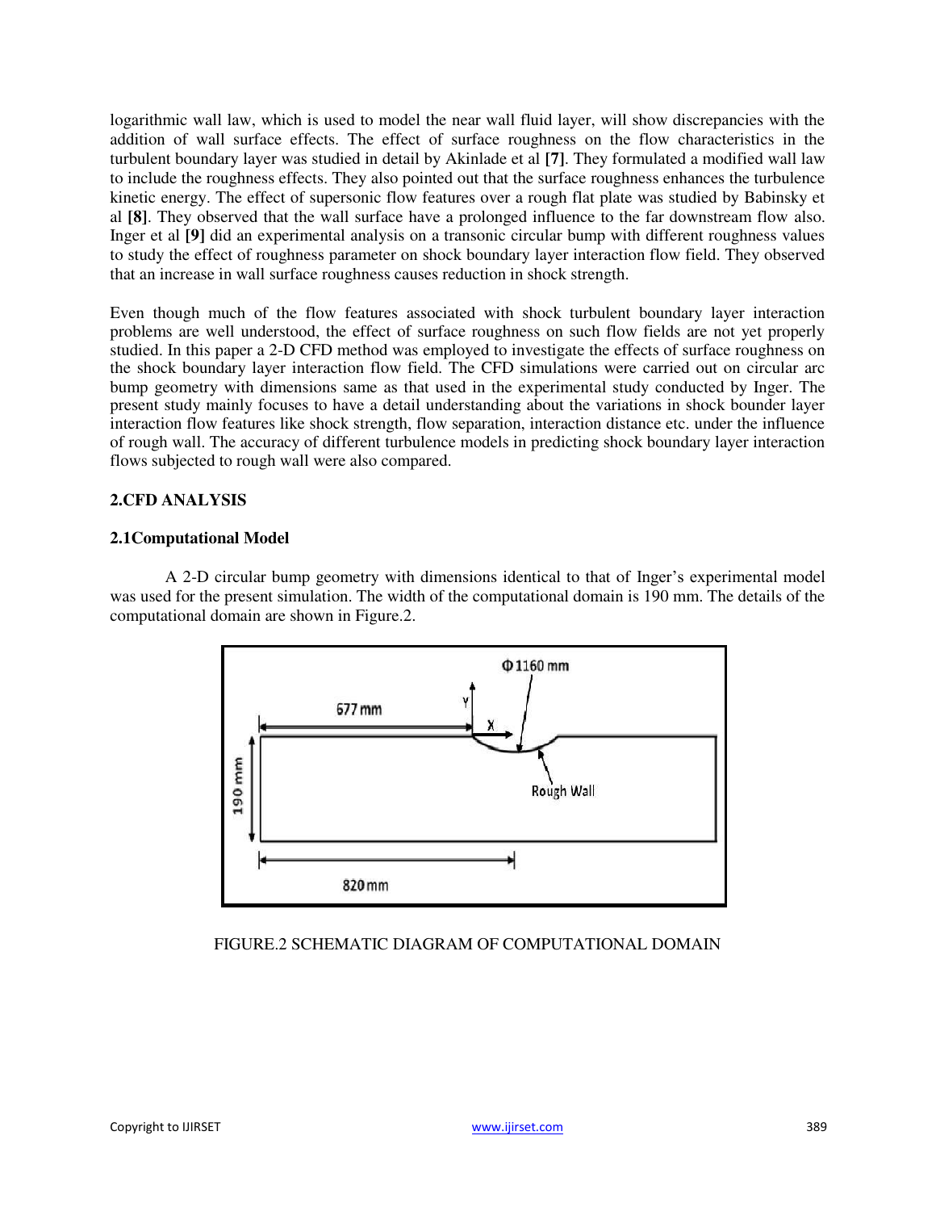logarithmic wall law, which is used to model the near wall fluid layer, will show discrepancies with the addition of wall surface effects. The effect of surface roughness on the flow characteristics in the turbulent boundary layer was studied in detail by Akinlade et al **[7]**. They formulated a modified wall law to include the roughness effects. They also pointed out that the surface roughness enhances the turbulence kinetic energy. The effect of supersonic flow features over a rough flat plate was studied by Babinsky et al **[8]**. They observed that the wall surface have a prolonged influence to the far downstream flow also. Inger et al **[9]** did an experimental analysis on a transonic circular bump with different roughness values to study the effect of roughness parameter on shock boundary layer interaction flow field. They observed that an increase in wall surface roughness causes reduction in shock strength.

Even though much of the flow features associated with shock turbulent boundary layer interaction problems are well understood, the effect of surface roughness on such flow fields are not yet properly studied. In this paper a 2-D CFD method was employed to investigate the effects of surface roughness on the shock boundary layer interaction flow field. The CFD simulations were carried out on circular arc bump geometry with dimensions same as that used in the experimental study conducted by Inger. The present study mainly focuses to have a detail understanding about the variations in shock bounder layer interaction flow features like shock strength, flow separation, interaction distance etc. under the influence of rough wall. The accuracy of different turbulence models in predicting shock boundary layer interaction flows subjected to rough wall were also compared.

## 2.CFD ANALYSIS

### 2.1Computational Model

A 2-D circular bump geometry with dimensions identical to that of Inger's experimental model was used for the present simulation. The width of the computational domain is 190 mm. The details of the computational domain are shown in Figure.2.

FIGURE.2 SCHEMATIC DIAGRAM OF COMPUTATIONAL DOMAIN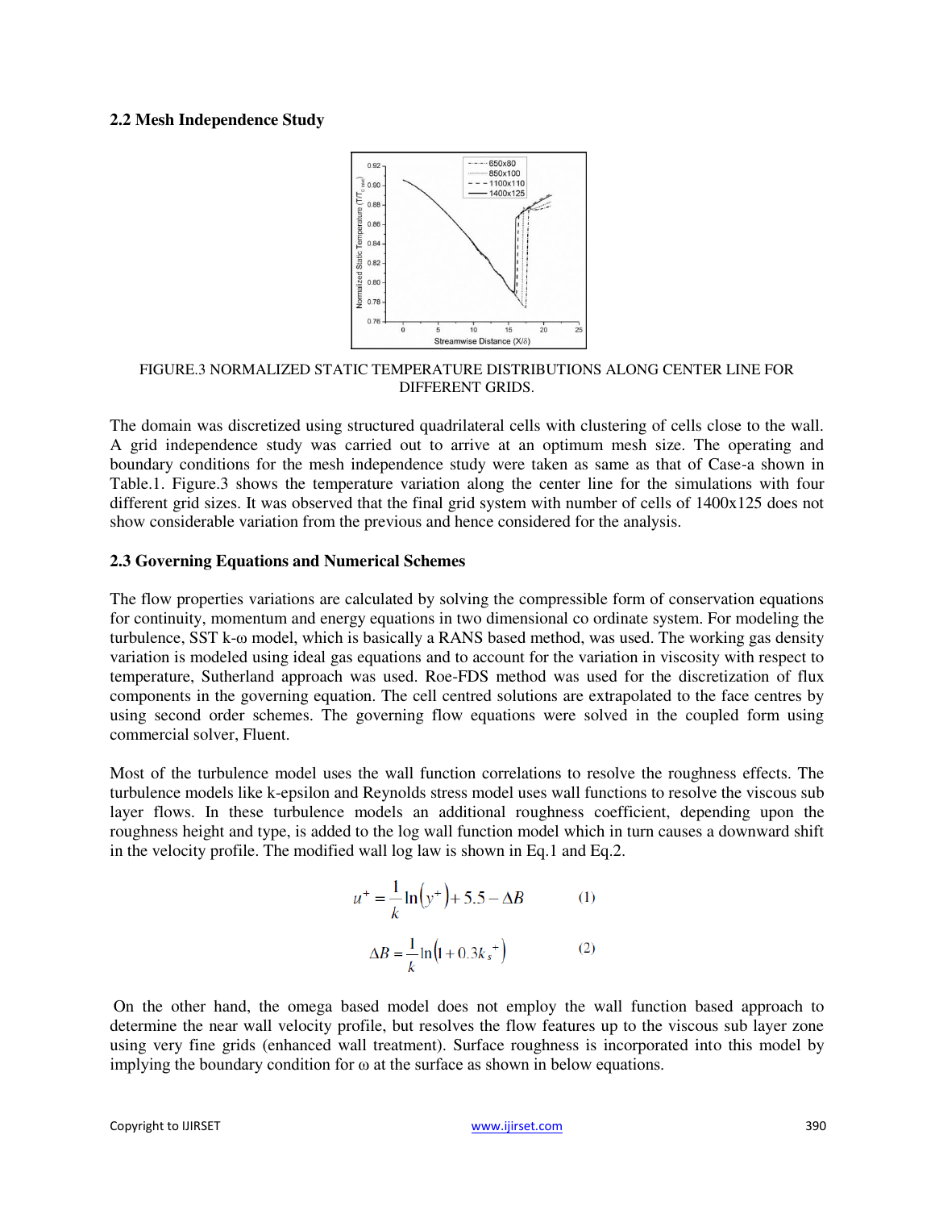### 2.2 Mesh Independence Study

FIGURE.3 NORMALIZED STATIC TEMPERATURE DISTRIBUTIONS ALONG CENTER LINE FOR DIFFERENT GRIDS.

The domain was discretized using structured quadrilateral cells with clustering of cells close to the wall. A grid independence study was carried out to arrive at an optimum mesh size. The operating and boundary conditions for the mesh independence study were taken as same as that of Case-a shown in Table.1. Figure.3 shows the temperature variation along the center line for the simulations with four different grid sizes. It was observed that the final grid system with number of cells of 1400x125 does not show considerable variation from the previous and hence considered for the analysis.

### 2.3 Governing Equations and Numerical Schemes

The flow properties variations are calculated by solving the compressible form of conservation equations for continuity, momentum and energy equations in two dimensional co ordinate system. For modeling the turbulence, SST k-ω model, which is basically a RANS based method, was used. The working gas density variation is modeled using ideal gas equations and to account for the variation in viscosity with respect to temperature, Sutherland approach was used. Roe-FDS method was used for the discretization of flux components in the governing equation. The cell centred solutions are extrapolated to the face centres by using second order schemes. The governing flow equations were solved in the coupled form using commercial solver, Fluent.

Most of the turbulence model uses the wall function correlations to resolve the roughness effects. The turbulence models like k-epsilon and Reynolds stress model uses wall functions to resolve the viscous sub layer flows. In these turbulence models an additional roughness coefficient, depending upon the roughness height and type, is added to the log wall function model which in turn causes a downward shift in the velocity profile. The modified wall log law is shown in Eq.1 and Eq.2.

$$u^{+} = \frac{1}{k}\ln\left(y^{+}\right) + 5.5 - \Delta B \qquad (1)$$

$$\Delta B = \frac{1}{k}\ln\left(1 + 0.3k_{s}^{+}\right) \qquad (2)$$

On the other hand, the omega based model does not employ the wall function based approach to determine the near wall velocity profile, but resolves the flow features up to the viscous sub layer zone using very fine grids (enhanced wall treatment). Surface roughness is incorporated into this model by implying the boundary condition for ω at the surface as shown in below equations.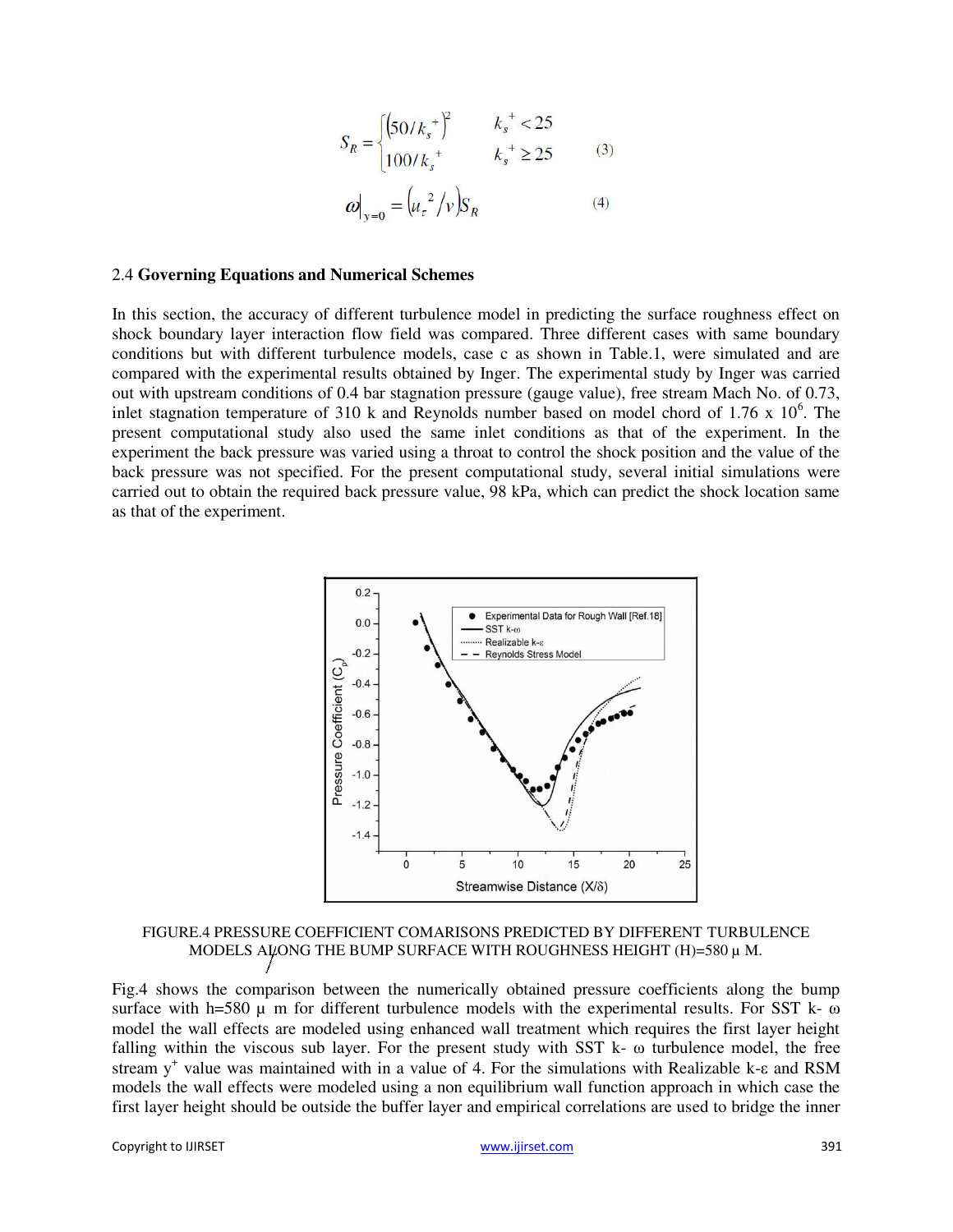$$S_R = \begin{cases} \left(50/k_s^+\right)^2 & k_s^+ < 25 \\ 100/k_s^+ & k_s^+ \geq 25 \end{cases} \quad (3)$$

$$\omega|_{y=0} = \left(u_\tau^2/\nu\right)S_R \quad (4)$$

## 2.4 Governing Equations and Numerical Schemes

In this section, the accuracy of different turbulence model in predicting the surface roughness effect on shock boundary layer interaction flow field was compared. Three different cases with same boundary conditions but with different turbulence models, case c as shown in Table.1, were simulated and are compared with the experimental results obtained by Inger. The experimental study by Inger was carried out with upstream conditions of 0.4 bar stagnation pressure (gauge value), free stream Mach No. of 0.73, inlet stagnation temperature of 310 k and Reynolds number based on model chord of 1.76 x $10^6$. The present computational study also used the same inlet conditions as that of the experiment. In the experiment the back pressure was varied using a throat to control the shock position and the value of the back pressure was not specified. For the present computational study, several initial simulations were carried out to obtain the required back pressure value, 98 kPa, which can predict the shock location same as that of the experiment.

FIGURE.4 PRESSURE COEFFICIENT COMARISONS PREDICTED BY DIFFERENT TURBULENCE MODELS ALONG THE BUMP SURFACE WITH ROUGHNESS HEIGHT (H)=580 μ M.

Fig.4 shows the comparison between the numerically obtained pressure coefficients along the bump surface with h=580 μ m for different turbulence models with the experimental results. For SST k- ω model the wall effects are modeled using enhanced wall treatment which requires the first layer height falling within the viscous sub layer. For the present study with SST k- ω turbulence model, the free stream $y^+$ value was maintained with in a value of 4. For the simulations with Realizable k-ε and RSM models the wall effects were modeled using a non equilibrium wall function approach in which case the first layer height should be outside the buffer layer and empirical correlations are used to bridge the inner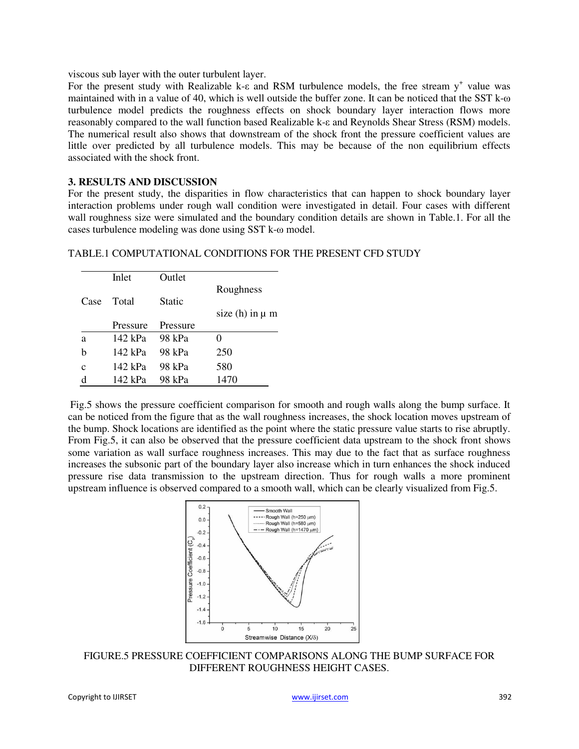viscous sub layer with the outer turbulent layer.

For the present study with Realizable k-ε and RSM turbulence models, the free stream $y^+$ value was maintained with in a value of 40, which is well outside the buffer zone. It can be noticed that the SST k-ω turbulence model predicts the roughness effects on shock boundary layer interaction flows more reasonably compared to the wall function based Realizable k-ε and Reynolds Shear Stress (RSM) models. The numerical result also shows that downstream of the shock front the pressure coefficient values are little over predicted by all turbulence models. This may be because of the non equilibrium effects associated with the shock front.

### 3. RESULTS AND DISCUSSION

For the present study, the disparities in flow characteristics that can happen to shock boundary layer interaction problems under rough wall condition were investigated in detail. Four cases with different wall roughness size were simulated and the boundary condition details are shown in Table.1. For all the cases turbulence modeling was done using SST k-ω model.

TABLE.1 COMPUTATIONAL CONDITIONS FOR THE PRESENT CFD STUDY

| Case | Inlet Total Pressure | Outlet Static Pressure | Roughness size (h) in μ m |
|---|---|---|---|
| a | 142 kPa | 98 kPa | 0 |
| b | 142 kPa | 98 kPa | 250 |
| c | 142 kPa | 98 kPa | 580 |
| d | 142 kPa | 98 kPa | 1470 |

Fig.5 shows the pressure coefficient comparison for smooth and rough walls along the bump surface. It can be noticed from the figure that as the wall roughness increases, the shock location moves upstream of the bump. Shock locations are identified as the point where the static pressure value starts to rise abruptly. From Fig.5, it can also be observed that the pressure coefficient data upstream to the shock front shows some variation as wall surface roughness increases. This may due to the fact that as surface roughness increases the subsonic part of the boundary layer also increase which in turn enhances the shock induced pressure rise data transmission to the upstream direction. Thus for rough walls a more prominent upstream influence is observed compared to a smooth wall, which can be clearly visualized from Fig.5.

FIGURE.5 PRESSURE COEFFICIENT COMPARISONS ALONG THE BUMP SURFACE FOR DIFFERENT ROUGHNESS HEIGHT CASES.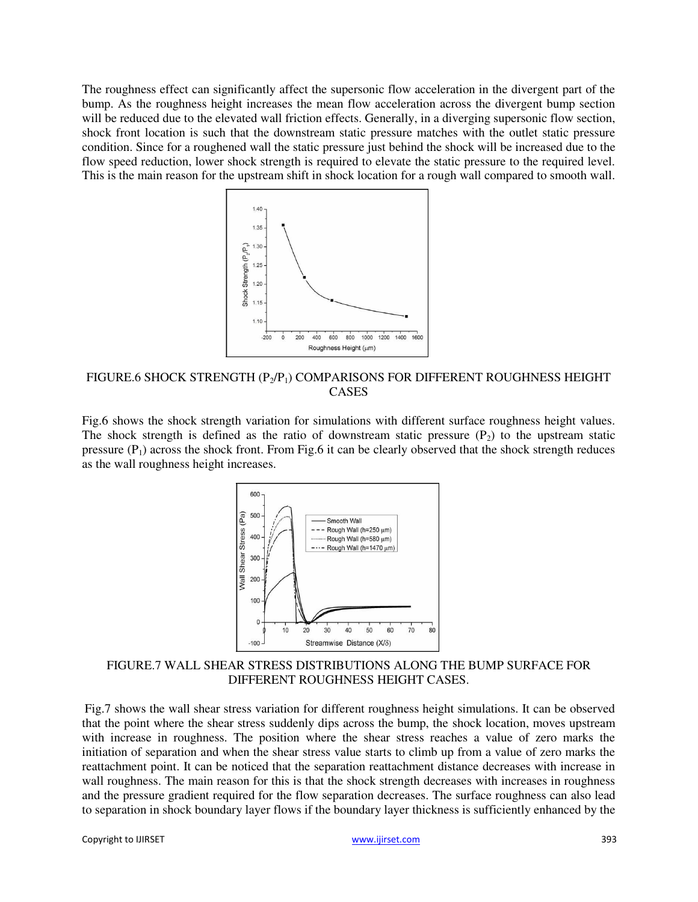The roughness effect can significantly affect the supersonic flow acceleration in the divergent part of the bump. As the roughness height increases the mean flow acceleration across the divergent bump section will be reduced due to the elevated wall friction effects. Generally, in a diverging supersonic flow section, shock front location is such that the downstream static pressure matches with the outlet static pressure condition. Since for a roughened wall the static pressure just behind the shock will be increased due to the flow speed reduction, lower shock strength is required to elevate the static pressure to the required level. This is the main reason for the upstream shift in shock location for a rough wall compared to smooth wall.

FIGURE.6 SHOCK STRENGTH ($P_2/P_1$) COMPARISONS FOR DIFFERENT ROUGHNESS HEIGHT CASES

Fig.6 shows the shock strength variation for simulations with different surface roughness height values. The shock strength is defined as the ratio of downstream static pressure ($P_2$) to the upstream static pressure ($P_1$) across the shock front. From Fig.6 it can be clearly observed that the shock strength reduces as the wall roughness height increases.

FIGURE.7 WALL SHEAR STRESS DISTRIBUTIONS ALONG THE BUMP SURFACE FOR DIFFERENT ROUGHNESS HEIGHT CASES.

Fig.7 shows the wall shear stress variation for different roughness height simulations. It can be observed that the point where the shear stress suddenly dips across the bump, the shock location, moves upstream with increase in roughness. The position where the shear stress reaches a value of zero marks the initiation of separation and when the shear stress value starts to climb up from a value of zero marks the reattachment point. It can be noticed that the separation reattachment distance decreases with increase in wall roughness. The main reason for this is that the shock strength decreases with increases in roughness and the pressure gradient required for the flow separation decreases. The surface roughness can also lead to separation in shock boundary layer flows if the boundary layer thickness is sufficiently enhanced by the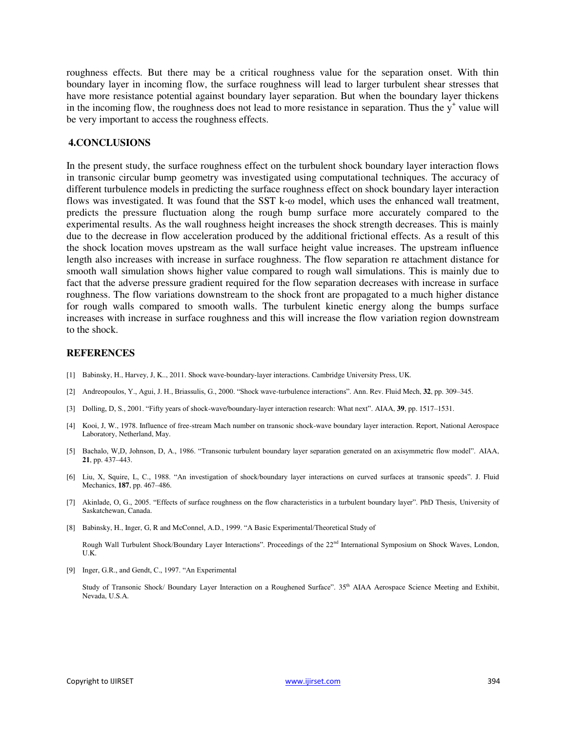roughness effects. But there may be a critical roughness value for the separation onset. With thin boundary layer in incoming flow, the surface roughness will lead to larger turbulent shear stresses that have more resistance potential against boundary layer separation. But when the boundary layer thickens in the incoming flow, the roughness does not lead to more resistance in separation. Thus the $y^+$ value will be very important to access the roughness effects.

## 4.CONCLUSIONS

In the present study, the surface roughness effect on the turbulent shock boundary layer interaction flows in transonic circular bump geometry was investigated using computational techniques. The accuracy of different turbulence models in predicting the surface roughness effect on shock boundary layer interaction flows was investigated. It was found that the SST k-ω model, which uses the enhanced wall treatment, predicts the pressure fluctuation along the rough bump surface more accurately compared to the experimental results. As the wall roughness height increases the shock strength decreases. This is mainly due to the decrease in flow acceleration produced by the additional frictional effects. As a result of this the shock location moves upstream as the wall surface height value increases. The upstream influence length also increases with increase in surface roughness. The flow separation re attachment distance for smooth wall simulation shows higher value compared to rough wall simulations. This is mainly due to fact that the adverse pressure gradient required for the flow separation decreases with increase in surface roughness. The flow variations downstream to the shock front are propagated to a much higher distance for rough walls compared to smooth walls. The turbulent kinetic energy along the bumps surface increases with increase in surface roughness and this will increase the flow variation region downstream to the shock.

## REFERENCES

[1] Babinsky, H., Harvey, J, K.., 2011. Shock wave-boundary-layer interactions. Cambridge University Press, UK.

[2] Andreopoulos, Y., Agui, J. H., Briassulis, G., 2000. "Shock wave-turbulence interactions". Ann. Rev. Fluid Mech, **32**, pp. 309–345.

[3] Dolling, D, S., 2001. "Fifty years of shock-wave/boundary-layer interaction research: What next". AIAA, **39**, pp. 1517–1531.

[4] Kooi, J, W., 1978. Influence of free-stream Mach number on transonic shock-wave boundary layer interaction. Report, National Aerospace Laboratory, Netherland, May.

[5] Bachalo, W,D, Johnson, D, A., 1986. "Transonic turbulent boundary layer separation generated on an axisymmetric flow model". AIAA, **21**, pp. 437–443.

[6] Liu, X, Squire, L, C., 1988. "An investigation of shock/boundary layer interactions on curved surfaces at transonic speeds". J. Fluid Mechanics, **187**, pp. 467–486.

[7] Akinlade, O, G., 2005. "Effects of surface roughness on the flow characteristics in a turbulent boundary layer". PhD Thesis, University of Saskatchewan, Canada.

[8] Babinsky, H., Inger, G, R and McConnel, A.D., 1999. "A Basic Experimental/Theoretical Study of

Rough Wall Turbulent Shock/Boundary Layer Interactions". Proceedings of the 22nd International Symposium on Shock Waves, London, U.K.

[9] Inger, G.R., and Gendt, C., 1997. "An Experimental

Study of Transonic Shock/ Boundary Layer Interaction on a Roughened Surface". 35th AIAA Aerospace Science Meeting and Exhibit, Nevada, U.S.A.